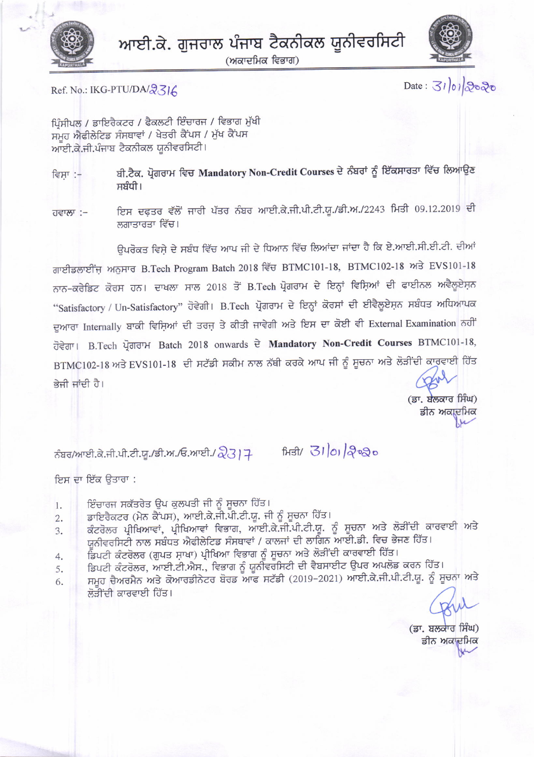# ਆਈ.ਕੇ. ਗੁਜਰਾਲ ਪੰਜਾਬ ਟੈਕਨੀਕਲ ਯੂਨੀਵਰਸਿਟੀ

(ਅਕਾਦਮਿਕ ਵਿਭਾਗ)

Ref. No.: IKG-PTU/DA/2316

Date : 31/01/2020

ਪ੍ਰਿੰਸੀਪਲ / ਡਾਇਰੈਕਟਰ / ਫੈਕਲਟੀ ਇੰਚਾਰਜ / ਵਿਭਾਗ ਮੁੱਖੀ
ਸਮੂਹ ਐਫੀਲੇਟਿਡ ਸੰਸਥਾਵਾਂ / ਖੇਤਰੀ ਕੈਂਪਸ / ਮੁੱਖ ਕੈਂਪਸ
ਆਈ.ਕੇ.ਜੀ.ਪੰਜਾਬ ਟੈਕਨੀਕਲ ਯੂਨੀਵਰਸਿਟੀ।

ਵਿਸ਼ਾ :- ਬੀ.ਟੈਕ. ਪ੍ਰੋਗਰਾਮ ਵਿਚ **Mandatory Non-Credit Courses** ਦੇ ਨੰਬਰਾਂ ਨੂੰ ਇੱਕਸਾਰਤਾ ਵਿੱਚ ਲਿਆਉਣ ਸਬੰਧੀ।

ਹਵਾਲਾ :- ਇਸ ਦਫ਼ਤਰ ਵੱਲੋਂ ਜਾਰੀ ਪੱਤਰ ਨੰਬਰ ਆਈ.ਕੇ.ਜੀ.ਪੀ.ਟੀ.ਯੂ./ਡੀ.ਅ./2243 ਮਿਤੀ 09.12.2019 ਦੀ ਲਗਾਤਾਰਤਾ ਵਿੱਚ।

ਉਪਰੋਕਤ ਵਿਸ਼ੇ ਦੇ ਸਬੰਧ ਵਿੱਚ ਆਪ ਜੀ ਦੇ ਧਿਆਨ ਵਿੱਚ ਲਿਆਂਦਾ ਜਾਂਦਾ ਹੈ ਕਿ ਏ.ਆਈ.ਸੀ.ਟੀ.ਈ. ਦੀਆਂ ਗਾਈਡਲਾਈਜ਼ ਅਨੁਸਾਰ B.Tech Program Batch 2018 ਵਿੱਚ BTMC101-18, BTMC102-18 ਅਤੇ EVS101-18 ਨਾਨ-ਕਰੇਡਿਟ ਕੋਰਸ ਹਨ। ਦਾਖਲਾ ਸਾਲ 2018 ਤੋਂ B.Tech ਪ੍ਰੋਗਰਾਮ ਦੇ ਇਨ੍ਹਾਂ ਵਿਸ਼ਿਆਂ ਦੀ ਫਾਈਨਲ ਅਵੈਲੂਏਸ਼ਨ "Satisfactory / Un-Satisfactory" ਹੋਵੇਗੀ। B.Tech ਪ੍ਰੋਗਰਾਮ ਦੇ ਇਨ੍ਹਾਂ ਕੋਰਸਾਂ ਦੀ ਈਵੈਲੂਏਸ਼ਨ ਸਬੰਧਤ ਅਧਿਆਪਕ ਦੁਆਰਾ Internally ਬਾਕੀ ਵਿਸ਼ਿਆਂ ਦੀ ਤਰਜ਼ ਤੇ ਕੀਤੀ ਜਾਵੇਗੀ ਅਤੇ ਇਸ ਦਾ ਕੋਈ ਵੀ External Examination ਨਹੀਂ ਹੋਵੇਗਾ। B.Tech ਪ੍ਰੋਗਰਾਮ Batch 2018 onwards ਦੇ **Mandatory Non-Credit Courses** BTMC101-18, BTMC102-18 ਅਤੇ EVS101-18 ਦੀ ਸਟੱਡੀ ਸਕੀਮ ਨਾਲ ਨੱਥੀ ਕਰਕੇ ਆਪ ਜੀ ਨੂੰ ਸੂਚਨਾ ਅਤੇ ਲੋੜੀਂਦੀ ਕਾਰਵਾਈ ਹਿੱਤ ਭੇਜੀ ਜਾਂਦੀ ਹੈ।

(ਡਾ. ਬਲਕਾਰ ਸਿੰਘ)
ਡੀਨ ਅਕਾਦਮਿਕ

ਨੰਬਰ/ਆਈ.ਕੇ.ਜੀ.ਪੀ.ਟੀ.ਯੂ./ਡੀ.ਅ./ਓ.ਆਈ./2317 ਮਿਤੀ/ 31/01/2020

ਇਸ ਦਾ ਇੱਕ ਉਤਾਰਾ :

1. ਇੰਚਾਰਜ ਸਕੱਤਰੇਤ ਉਪ ਕੁਲਪਤੀ ਜੀ ਨੂੰ ਸੂਚਨਾ ਹਿੱਤ।
2. ਡਾਇਰੈਕਟਰ (ਮੇਨ ਕੈਂਪਸ), ਆਈ.ਕੇ.ਜੀ.ਪੀ.ਟੀ.ਯੂ. ਜੀ ਨੂੰ ਸੂਚਨਾ ਹਿੱਤ।
3. ਕੰਟਰੋਲਰ ਪ੍ਰੀਖਿਆਵਾਂ, ਪ੍ਰੀਖਿਆਵਾਂ ਵਿਭਾਗ, ਆਈ.ਕੇ.ਜੀ.ਪੀ.ਟੀ.ਯੂ. ਨੂੰ ਸੂਚਨਾ ਅਤੇ ਲੋੜੀਂਦੀ ਕਾਰਵਾਈ ਅਤੇ ਯੂਨੀਵਰਸਿਟੀ ਨਾਲ ਸਬੰਧਤ ਐਫੀਲੇਟਿਡ ਸੰਸਥਾਵਾਂ / ਕਾਲਜਾਂ ਦੀ ਲਾਗਿਨ ਆਈ.ਡੀ. ਵਿਚ ਭੇਜਣ ਹਿੱਤ।
4. ਡਿਪਟੀ ਕੰਟਰੋਲਰ (ਗੁਪਤ ਸ਼ਾਖਾ) ਪ੍ਰੀਖਿਆ ਵਿਭਾਗ ਨੂੰ ਸੂਚਨਾ ਅਤੇ ਲੋੜੀਂਦੀ ਕਾਰਵਾਈ ਹਿੱਤ।
5. ਡਿਪਟੀ ਕੰਟਰੋਲਰ, ਆਈ.ਟੀ.ਐਸ., ਵਿਭਾਗ ਨੂੰ ਯੂਨੀਵਰਸਿਟੀ ਦੀ ਵੈਬਸਾਈਟ ਉਪਰ ਅਪਲੋਡ ਕਰਨ ਹਿੱਤ।
6. ਸਮੂਹ ਚੈਅਰਮੈਨ ਅਤੇ ਕੋਆਰਡੀਨੇਟਰ ਬੋਰਡ ਆਫ ਸਟੱਡੀ (2019-2021) ਆਈ.ਕੇ.ਜੀ.ਪੀ.ਟੀ.ਯੂ. ਨੂੰ ਸੂਚਨਾ ਅਤੇ ਲੋੜੀਂਦੀ ਕਾਰਵਾਈ ਹਿੱਤ।

(ਡਾ. ਬਲਕਾਰ ਸਿੰਘ)
ਡੀਨ ਅਕਾਦਮਿਕ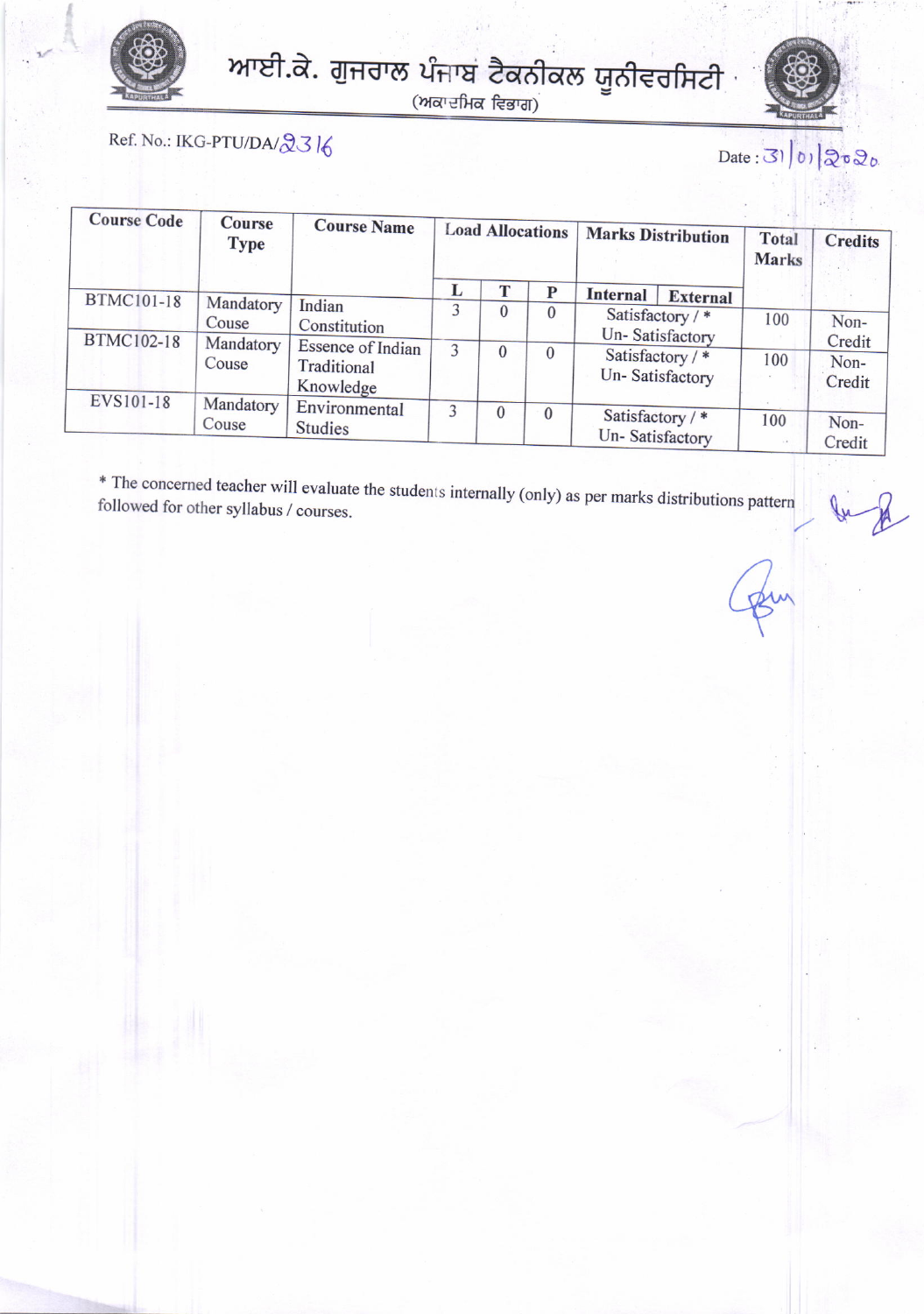# ਆਈ.ਕੇ. ਗੁਜਰਾਲ ਪੰਜਾਬ ਟੈਕਨੀਕਲ ਯੂਨੀਵਰਸਿਟੀ

(ਅਕਾਦਮਿਕ ਵਿਭਾਗ)

Ref. No.: IKG-PTU/DA/2316

Date : 31/01/2020

| Course Code | Course Type | Course Name | Load Allocations | | | Marks Distribution | | Total Marks | Credits |
|---|---|---|---|---|---|---|---|---|---|
| | | | L | T | P | Internal | External | | |
| BTMC101-18 | Mandatory Couse | Indian Constitution | 3 | 0 | 0 | Satisfactory / * Un- Satisfactory | | 100 | Non-Credit |
| BTMC102-18 | Mandatory Couse | Essence of Indian Traditional Knowledge | 3 | 0 | 0 | Satisfactory / * Un- Satisfactory | | 100 | Non-Credit |
| EVS101-18 | Mandatory Couse | Environmental Studies | 3 | 0 | 0 | Satisfactory / * Un- Satisfactory | | 100 | Non-Credit |

* The concerned teacher will evaluate the students internally (only) as per marks distributions pattern followed for other syllabus / courses.